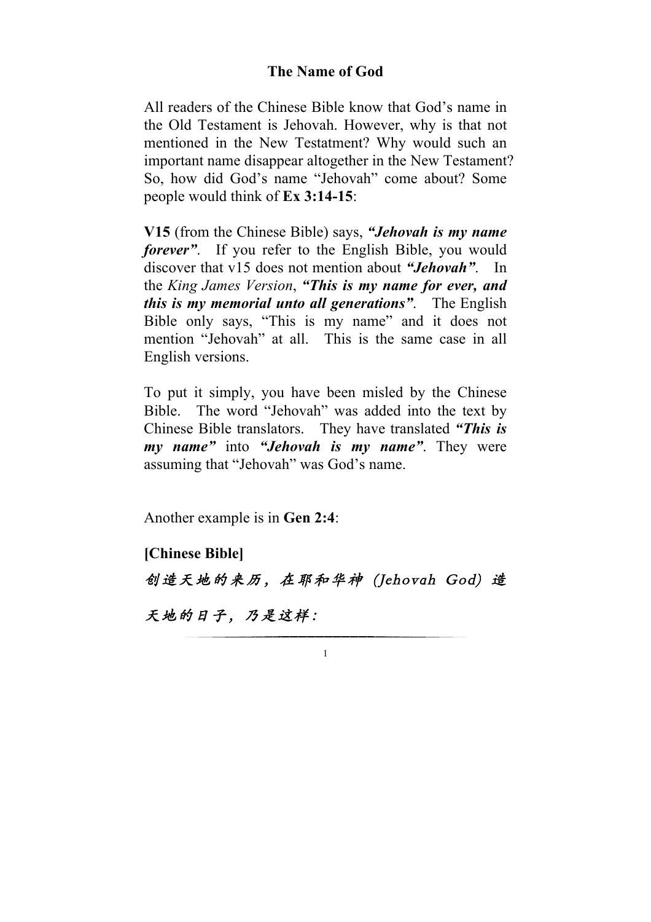# The Name of God

All readers of the Chinese Bible know that God's name in the Old Testament is Jehovah. However, why is that not mentioned in the New Testatment? Why would such an important name disappear altogether in the New Testament? So, how did God's name "Jehovah" come about? Some people would think of **Ex 3:14-15**:

**V15** (from the Chinese Bible) says, ***"Jehovah is my name forever"***. If you refer to the English Bible, you would discover that v15 does not mention about ***"Jehovah"***. In the *King James Version*, ***"This is my name for ever, and this is my memorial unto all generations"***. The English Bible only says, "This is my name" and it does not mention "Jehovah" at all. This is the same case in all English versions.

To put it simply, you have been misled by the Chinese Bible. The word "Jehovah" was added into the text by Chinese Bible translators. They have translated ***"This is my name"*** into ***"Jehovah is my name"***. They were assuming that "Jehovah" was God's name.

Another example is in **Gen 2:4**:

**[Chinese Bible]**

*创造天地的来历，在耶和华神 (Jehovah God) 造天地的日子，乃是这样：*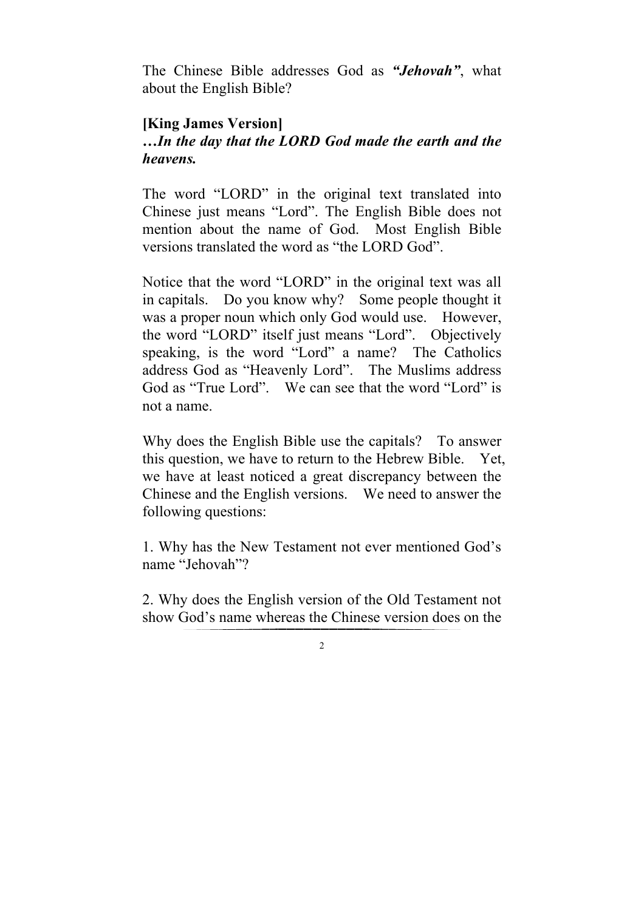The Chinese Bible addresses God as ***"Jehovah"***, what about the English Bible?

**[King James Version]**

***…In the day that the LORD God made the earth and the heavens.***

The word "LORD" in the original text translated into Chinese just means "Lord". The English Bible does not mention about the name of God. Most English Bible versions translated the word as "the LORD God".

Notice that the word "LORD" in the original text was all in capitals. Do you know why? Some people thought it was a proper noun which only God would use. However, the word "LORD" itself just means "Lord". Objectively speaking, is the word "Lord" a name? The Catholics address God as "Heavenly Lord". The Muslims address God as "True Lord". We can see that the word "Lord" is not a name.

Why does the English Bible use the capitals? To answer this question, we have to return to the Hebrew Bible. Yet, we have at least noticed a great discrepancy between the Chinese and the English versions. We need to answer the following questions:

1. Why has the New Testament not ever mentioned God's name "Jehovah"?

2. Why does the English version of the Old Testament not show God's name whereas the Chinese version does on the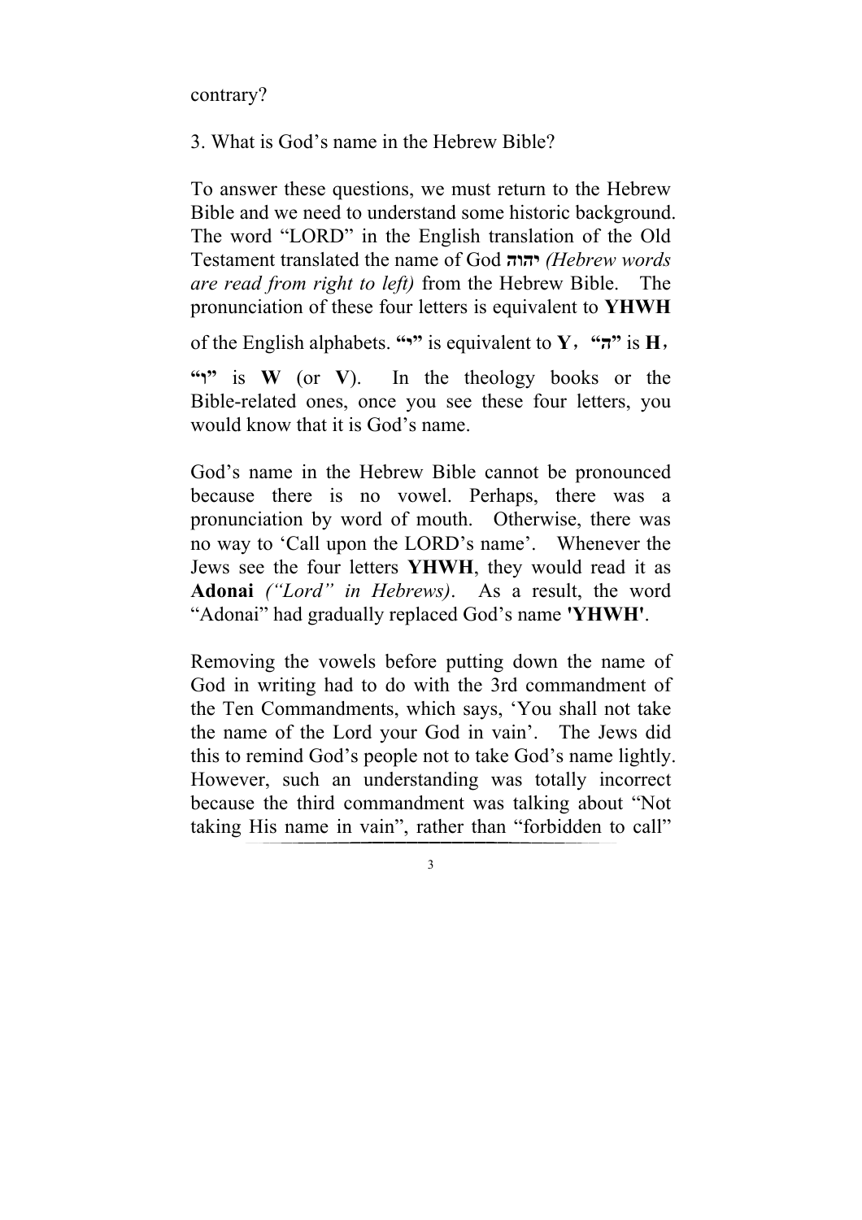contrary?

3. What is God's name in the Hebrew Bible?

To answer these questions, we must return to the Hebrew Bible and we need to understand some historic background. The word "LORD" in the English translation of the Old Testament translated the name of God **יהוה** *(Hebrew words are read from right to left)* from the Hebrew Bible. The pronunciation of these four letters is equivalent to **YHWH** of the English alphabets. **"י"** is equivalent to **Y**, **"ה"** is **H**, **"ו"** is **W** (or **V**). In the theology books or the Bible-related ones, once you see these four letters, you would know that it is God's name.

God's name in the Hebrew Bible cannot be pronounced because there is no vowel. Perhaps, there was a pronunciation by word of mouth. Otherwise, there was no way to 'Call upon the LORD's name'. Whenever the Jews see the four letters **YHWH**, they would read it as **Adonai** *("Lord" in Hebrews)*. As a result, the word "Adonai" had gradually replaced God's name **'YHWH'**.

Removing the vowels before putting down the name of God in writing had to do with the 3rd commandment of the Ten Commandments, which says, 'You shall not take the name of the Lord your God in vain'. The Jews did this to remind God's people not to take God's name lightly. However, such an understanding was totally incorrect because the third commandment was talking about "Not taking His name in vain", rather than "forbidden to call"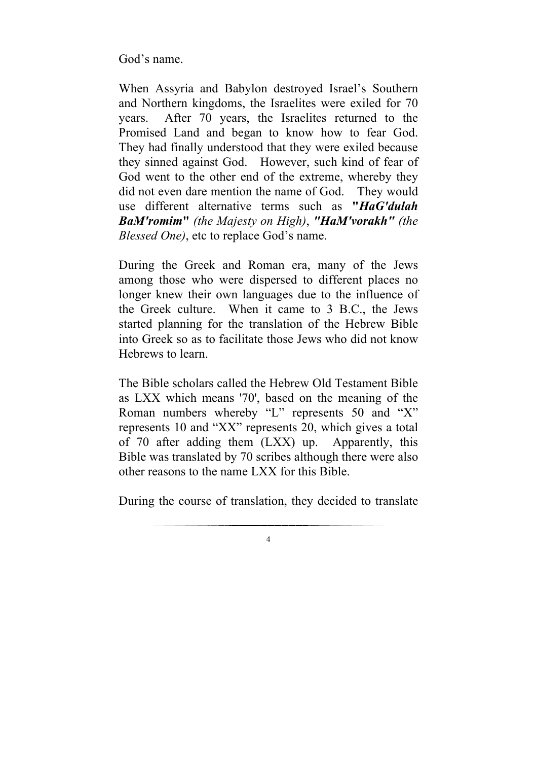God's name.

When Assyria and Babylon destroyed Israel's Southern and Northern kingdoms, the Israelites were exiled for 70 years. After 70 years, the Israelites returned to the Promised Land and began to know how to fear God. They had finally understood that they were exiled because they sinned against God. However, such kind of fear of God went to the other end of the extreme, whereby they did not even dare mention the name of God. They would use different alternative terms such as ***"HaG'dulah BaM'romim"*** *(the Majesty on High)*, ***"HaM'vorakh"*** *(the Blessed One)*, etc to replace God's name.

During the Greek and Roman era, many of the Jews among those who were dispersed to different places no longer knew their own languages due to the influence of the Greek culture. When it came to 3 B.C., the Jews started planning for the translation of the Hebrew Bible into Greek so as to facilitate those Jews who did not know Hebrews to learn.

The Bible scholars called the Hebrew Old Testament Bible as LXX which means '70', based on the meaning of the Roman numbers whereby "L" represents 50 and "X" represents 10 and "XX" represents 20, which gives a total of 70 after adding them (LXX) up. Apparently, this Bible was translated by 70 scribes although there were also other reasons to the name LXX for this Bible.

During the course of translation, they decided to translate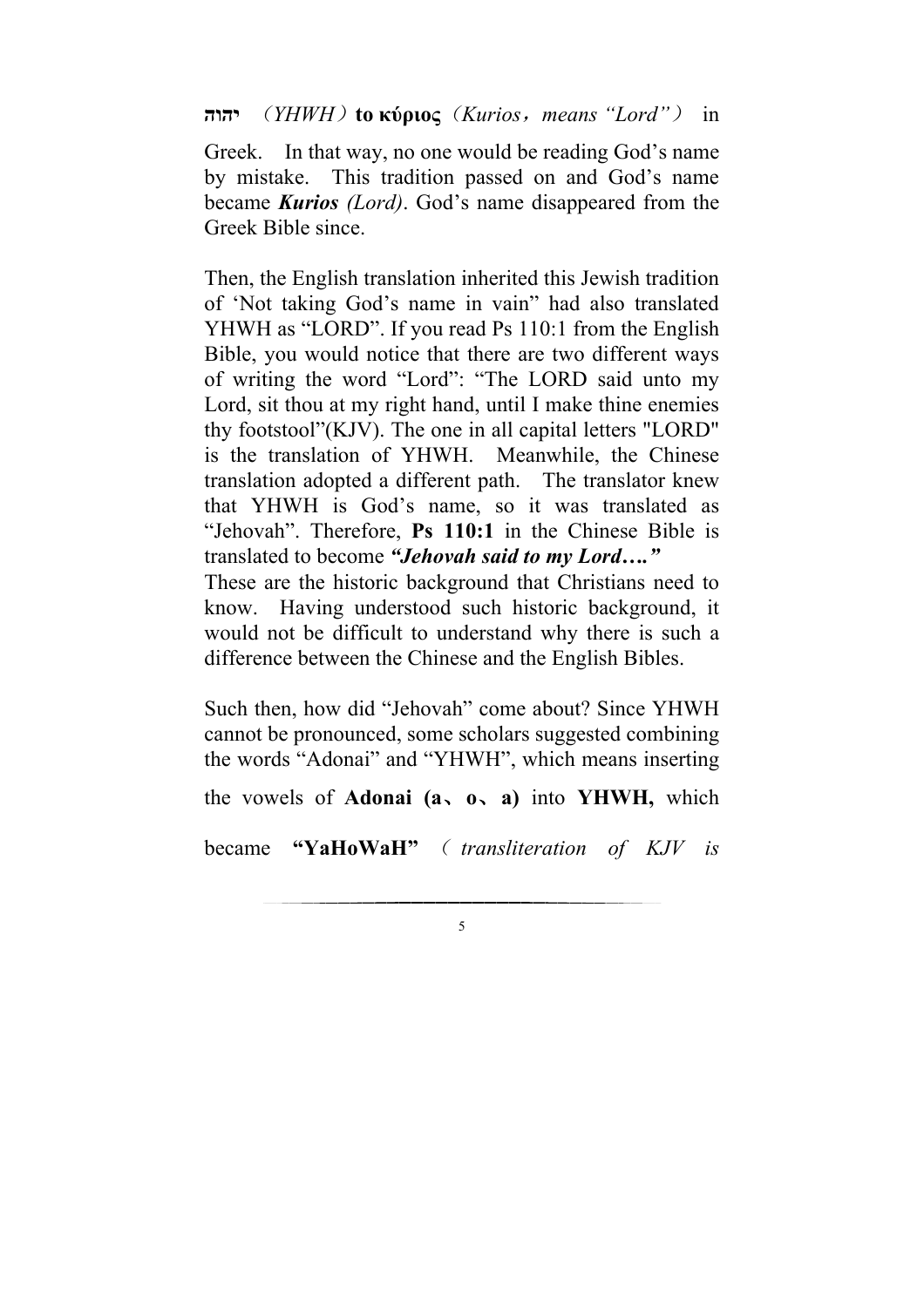**יהוה**（*YHWH*）**to κύριος**（*Kurios，means "Lord"*） in Greek. In that way, no one would be reading God's name by mistake. This tradition passed on and God's name became ***Kurios*** *(Lord)*. God's name disappeared from the Greek Bible since.

Then, the English translation inherited this Jewish tradition of 'Not taking God's name in vain" had also translated YHWH as "LORD". If you read Ps 110:1 from the English Bible, you would notice that there are two different ways of writing the word "Lord": "The LORD said unto my Lord, sit thou at my right hand, until I make thine enemies thy footstool"(KJV). The one in all capital letters "LORD" is the translation of YHWH. Meanwhile, the Chinese translation adopted a different path. The translator knew that YHWH is God's name, so it was translated as "Jehovah". Therefore, **Ps 110:1** in the Chinese Bible is translated to become ***"Jehovah said to my Lord…."***

These are the historic background that Christians need to know. Having understood such historic background, it would not be difficult to understand why there is such a difference between the Chinese and the English Bibles.

Such then, how did "Jehovah" come about? Since YHWH cannot be pronounced, some scholars suggested combining the words "Adonai" and "YHWH", which means inserting the vowels of **Adonai (a、o、a)** into **YHWH,** which became **"YaHoWaH"** （*transliteration of KJV is*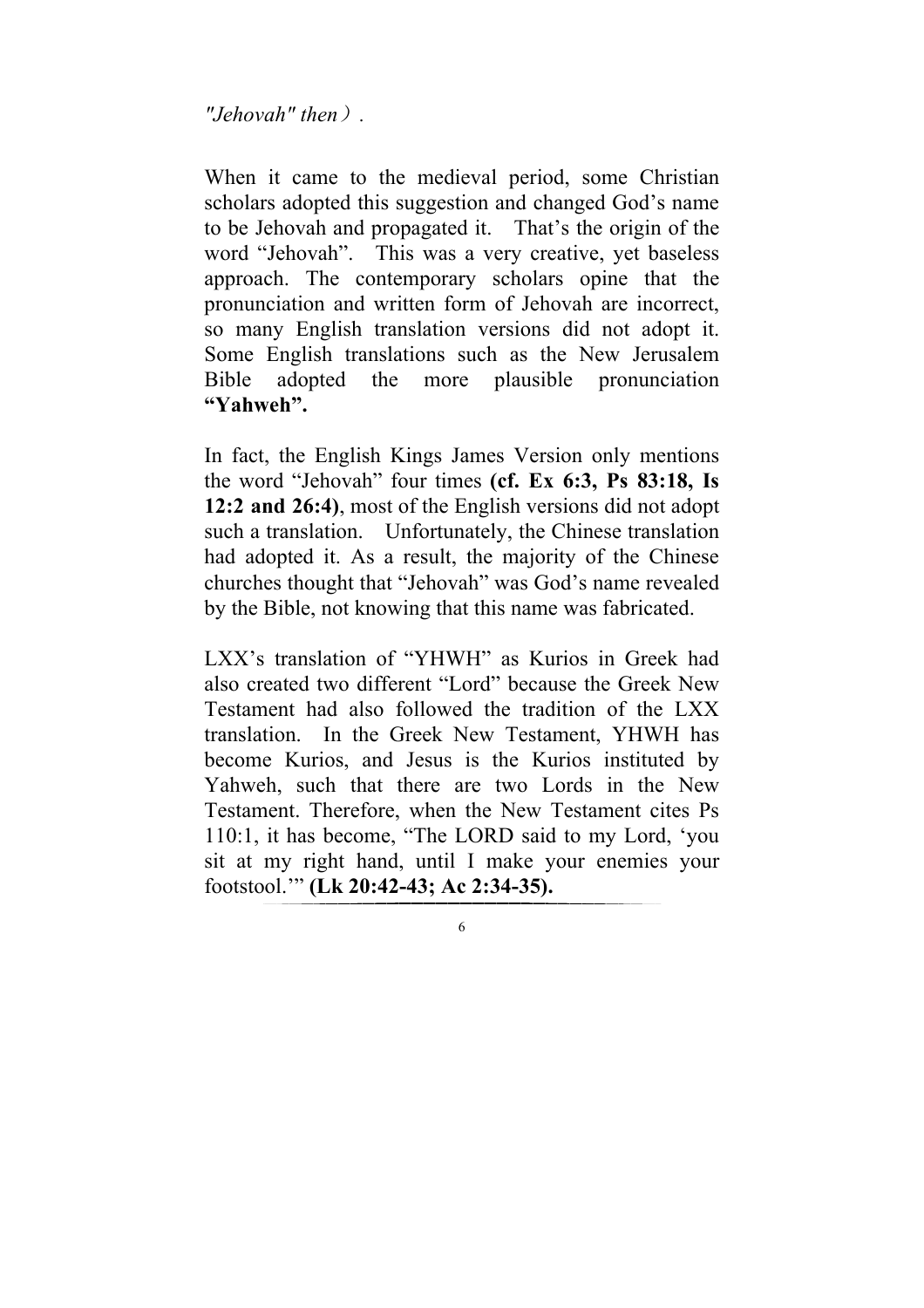*"Jehovah" then）.*

When it came to the medieval period, some Christian scholars adopted this suggestion and changed God's name to be Jehovah and propagated it. That's the origin of the word "Jehovah". This was a very creative, yet baseless approach. The contemporary scholars opine that the pronunciation and written form of Jehovah are incorrect, so many English translation versions did not adopt it. Some English translations such as the New Jerusalem Bible adopted the more plausible pronunciation **"Yahweh".**

In fact, the English Kings James Version only mentions the word "Jehovah" four times **(cf. Ex 6:3, Ps 83:18, Is 12:2 and 26:4)**, most of the English versions did not adopt such a translation. Unfortunately, the Chinese translation had adopted it. As a result, the majority of the Chinese churches thought that "Jehovah" was God's name revealed by the Bible, not knowing that this name was fabricated.

LXX's translation of "YHWH" as Kurios in Greek had also created two different "Lord" because the Greek New Testament had also followed the tradition of the LXX translation. In the Greek New Testament, YHWH has become Kurios, and Jesus is the Kurios instituted by Yahweh, such that there are two Lords in the New Testament. Therefore, when the New Testament cites Ps 110:1, it has become, "The LORD said to my Lord, 'you sit at my right hand, until I make your enemies your footstool.'" **(Lk 20:42-43; Ac 2:34-35).**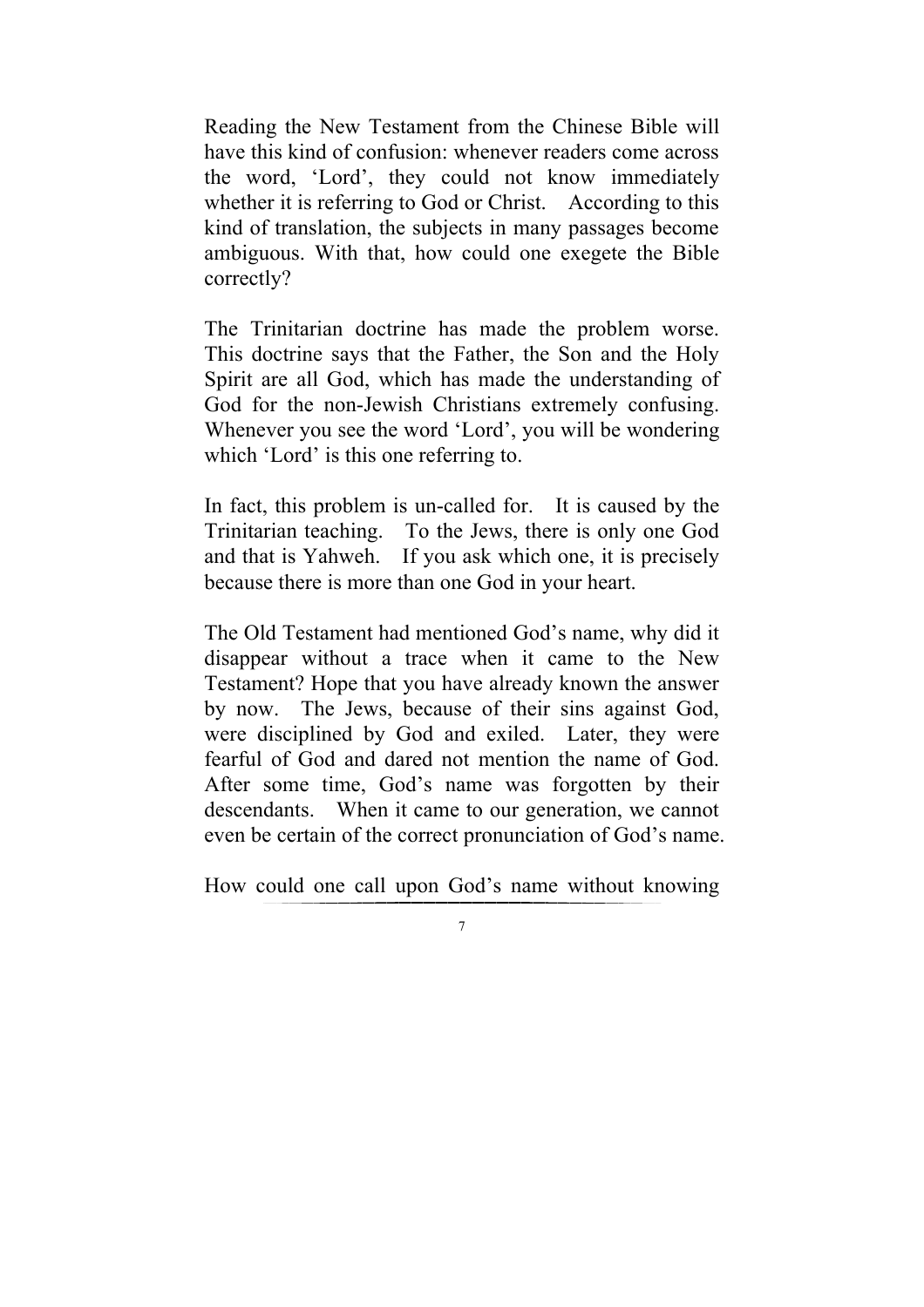Reading the New Testament from the Chinese Bible will have this kind of confusion: whenever readers come across the word, 'Lord', they could not know immediately whether it is referring to God or Christ. According to this kind of translation, the subjects in many passages become ambiguous. With that, how could one exegete the Bible correctly?

The Trinitarian doctrine has made the problem worse. This doctrine says that the Father, the Son and the Holy Spirit are all God, which has made the understanding of God for the non-Jewish Christians extremely confusing. Whenever you see the word 'Lord', you will be wondering which 'Lord' is this one referring to.

In fact, this problem is un-called for. It is caused by the Trinitarian teaching. To the Jews, there is only one God and that is Yahweh. If you ask which one, it is precisely because there is more than one God in your heart.

The Old Testament had mentioned God's name, why did it disappear without a trace when it came to the New Testament? Hope that you have already known the answer by now. The Jews, because of their sins against God, were disciplined by God and exiled. Later, they were fearful of God and dared not mention the name of God. After some time, God's name was forgotten by their descendants. When it came to our generation, we cannot even be certain of the correct pronunciation of God's name.

How could one call upon God's name without knowing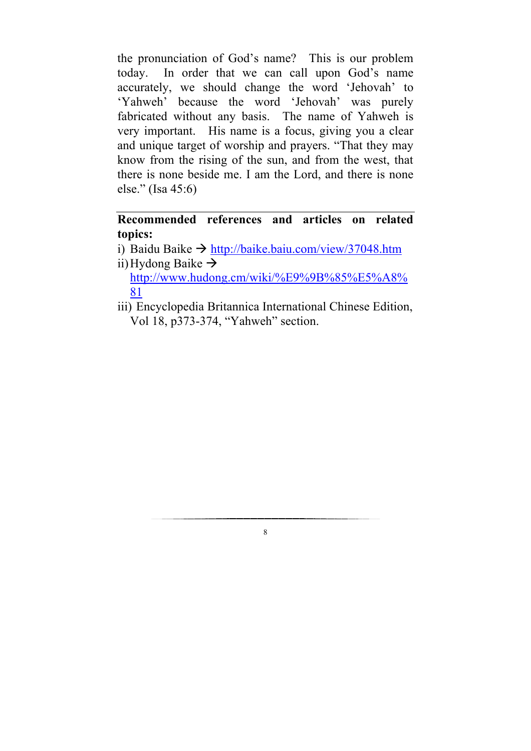the pronunciation of God's name? This is our problem today. In order that we can call upon God's name accurately, we should change the word 'Jehovah' to 'Yahweh' because the word 'Jehovah' was purely fabricated without any basis. The name of Yahweh is very important. His name is a focus, giving you a clear and unique target of worship and prayers. "That they may know from the rising of the sun, and from the west, that there is none beside me. I am the Lord, and there is none else." (Isa 45:6)

---

**Recommended references and articles on related topics:**

i) Baidu Baike → http://baike.baiu.com/view/37048.htm
ii) Hydong Baike → http://www.hudong.cm/wiki/%E9%9B%85%E5%A8%81
iii) Encyclopedia Britannica International Chinese Edition, Vol 18, p373-374, "Yahweh" section.